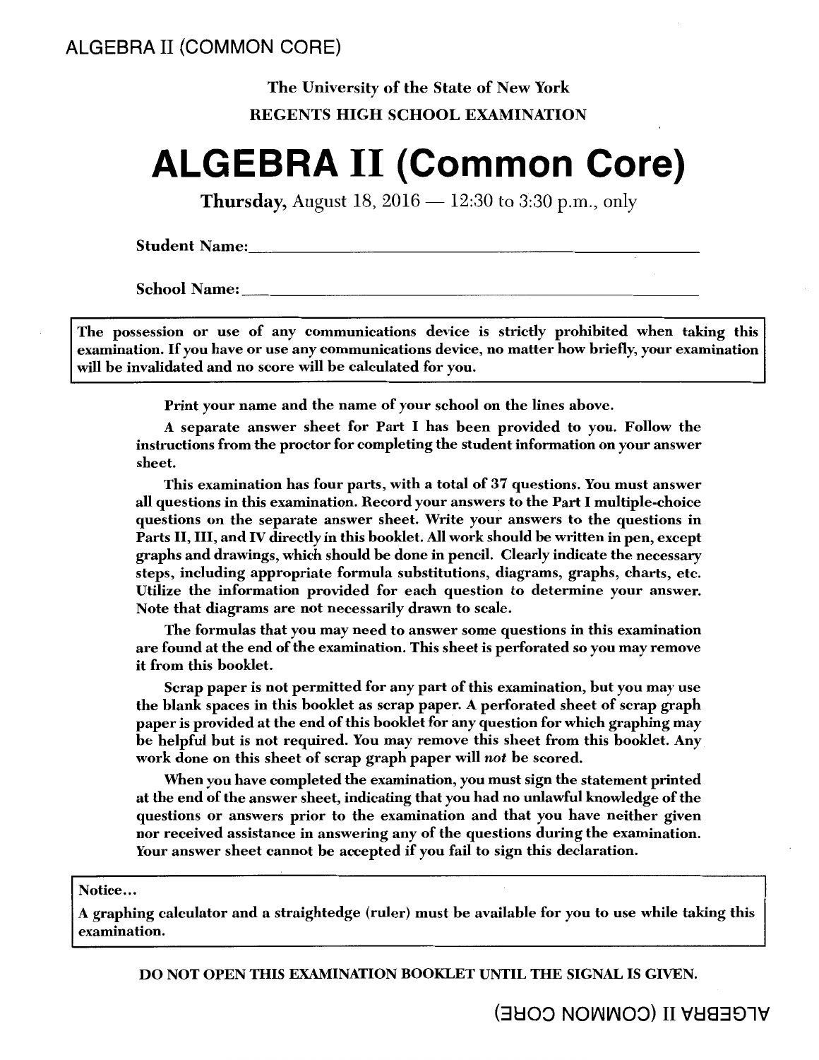ALGEBRA II (COMMON CORE)

**The University of the State of New York**

**REGENTS HIGH SCHOOL EXAMINATION**

# ALGEBRA II (Common Core)

**Thursday,** August 18, 2016 — 12:30 to 3:30 p.m., only

**Student Name:**\_\_\_\_\_\_\_\_\_\_\_\_\_\_\_\_\_\_\_\_\_\_\_\_\_\_\_\_\_\_\_\_\_\_\_\_\_\_\_\_\_\_\_\_\_\_\_\_

**School Name:**\_\_\_\_\_\_\_\_\_\_\_\_\_\_\_\_\_\_\_\_\_\_\_\_\_\_\_\_\_\_\_\_\_\_\_\_\_\_\_\_\_\_\_\_\_\_\_\_

**The possession or use of any communications device is strictly prohibited when taking this examination. If you have or use any communications device, no matter how briefly, your examination will be invalidated and no score will be calculated for you.**

**Print your name and the name of your school on the lines above.**

**A separate answer sheet for Part I has been provided to you. Follow the instructions from the proctor for completing the student information on your answer sheet.**

**This examination has four parts, with a total of 37 questions. You must answer all questions in this examination. Record your answers to the Part I multiple-choice questions on the separate answer sheet. Write your answers to the questions in Parts II, III, and IV directly in this booklet. All work should be written in pen, except graphs and drawings, which should be done in pencil. Clearly indicate the necessary steps, including appropriate formula substitutions, diagrams, graphs, charts, etc. Utilize the information provided for each question to determine your answer. Note that diagrams are not necessarily drawn to scale.**

**The formulas that you may need to answer some questions in this examination are found at the end of the examination. This sheet is perforated so you may remove it from this booklet.**

**Scrap paper is not permitted for any part of this examination, but you may use the blank spaces in this booklet as scrap paper. A perforated sheet of scrap graph paper is provided at the end of this booklet for any question for which graphing may be helpful but is not required. You may remove this sheet from this booklet. Any work done on this sheet of scrap graph paper will *not* be scored.**

**When you have completed the examination, you must sign the statement printed at the end of the answer sheet, indicating that you had no unlawful knowledge of the questions or answers prior to the examination and that you have neither given nor received assistance in answering any of the questions during the examination. Your answer sheet cannot be accepted if you fail to sign this declaration.**

**Notice…**

**A graphing calculator and a straightedge (ruler) must be available for you to use while taking this examination.**

**DO NOT OPEN THIS EXAMINATION BOOKLET UNTIL THE SIGNAL IS GIVEN.**

ALGEBRA II (COMMON CORE)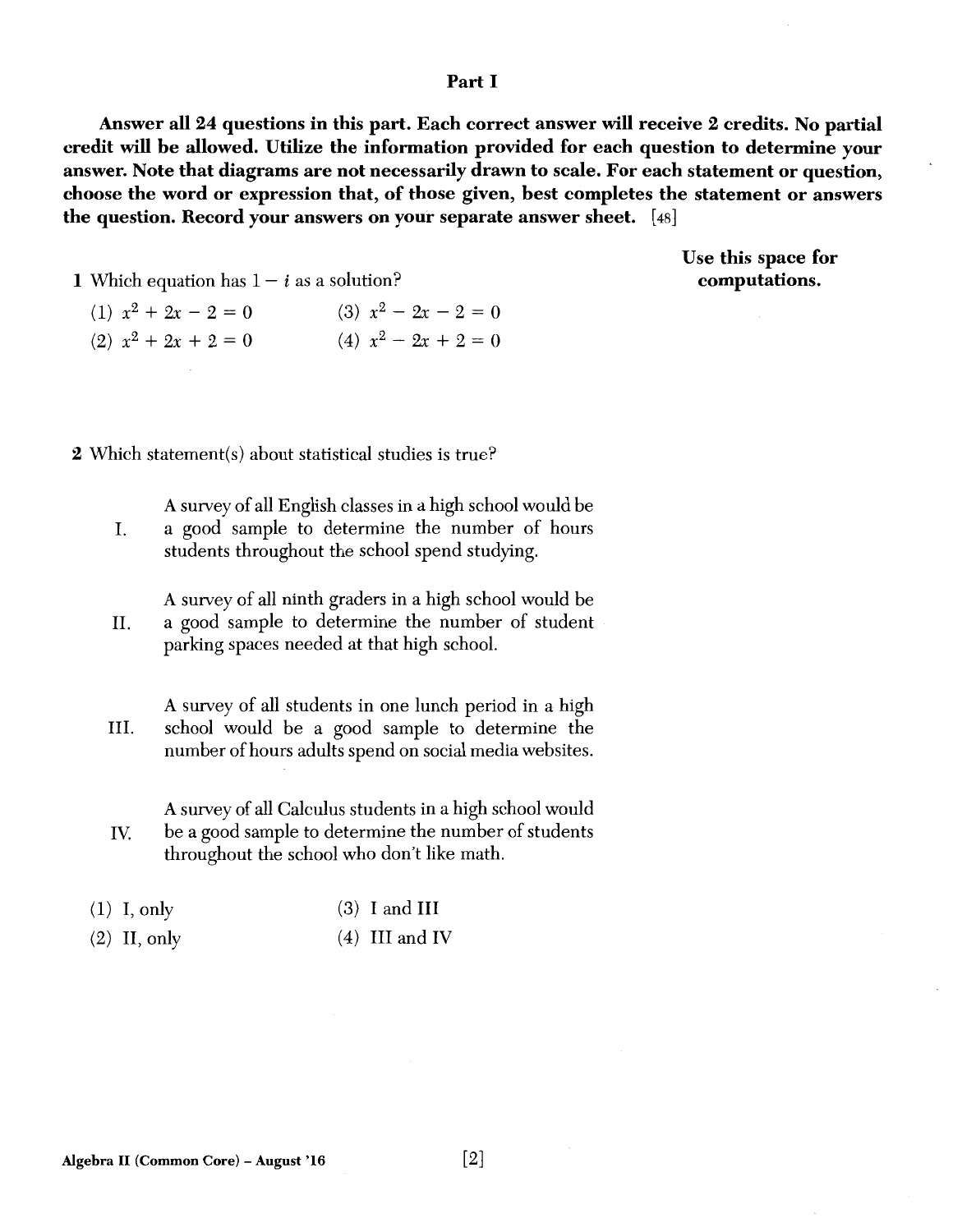## Part I

**Answer all 24 questions in this part. Each correct answer will receive 2 credits. No partial credit will be allowed. Utilize the information provided for each question to determine your answer. Note that diagrams are not necessarily drawn to scale. For each statement or question, choose the word or expression that, of those given, best completes the statement or answers the question. Record your answers on your separate answer sheet.** [48]

**Use this space for computations.**

1 Which equation has $1 - i$ as a solution?

(1) $x^2 + 2x - 2 = 0$

(2) $x^2 + 2x + 2 = 0$

(3) $x^2 - 2x - 2 = 0$

(4) $x^2 - 2x + 2 = 0$

2 Which statement(s) about statistical studies is true?

I. A survey of all English classes in a high school would be a good sample to determine the number of hours students throughout the school spend studying.

II. A survey of all ninth graders in a high school would be a good sample to determine the number of student parking spaces needed at that high school.

III. A survey of all students in one lunch period in a high school would be a good sample to determine the number of hours adults spend on social media websites.

IV. A survey of all Calculus students in a high school would be a good sample to determine the number of students throughout the school who don't like math.

(1) I, only

(2) II, only

(3) I and III

(4) III and IV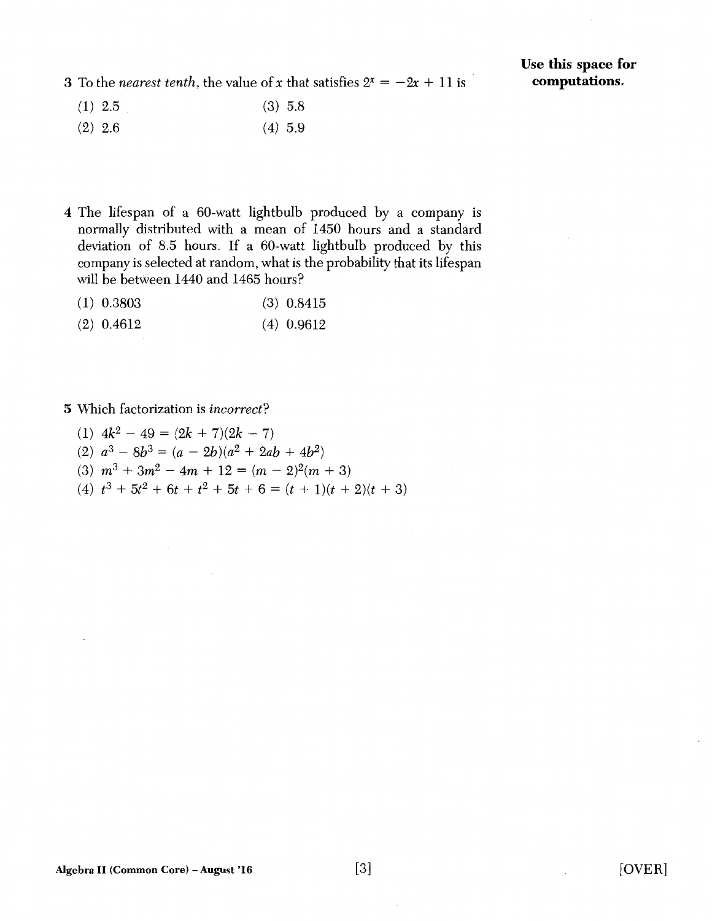Use this space for computations.

3 To the *nearest tenth*, the value of $x$ that satisfies $2^x = -2x + 11$ is

(1) 2.5

(2) 2.6

(3) 5.8

(4) 5.9

4 The lifespan of a 60-watt lightbulb produced by a company is normally distributed with a mean of 1450 hours and a standard deviation of 8.5 hours. If a 60-watt lightbulb produced by this company is selected at random, what is the probability that its lifespan will be between 1440 and 1465 hours?

(1) 0.3803

(2) 0.4612

(3) 0.8415

(4) 0.9612

5 Which factorization is *incorrect*?

(1) $4k^2 - 49 = (2k + 7)(2k - 7)$

(2) $a^3 - 8b^3 = (a - 2b)(a^2 + 2ab + 4b^2)$

(3) $m^3 + 3m^2 - 4m + 12 = (m - 2)^2(m + 3)$

(4) $t^3 + 5t^2 + 6t + t^2 + 5t + 6 = (t + 1)(t + 2)(t + 3)$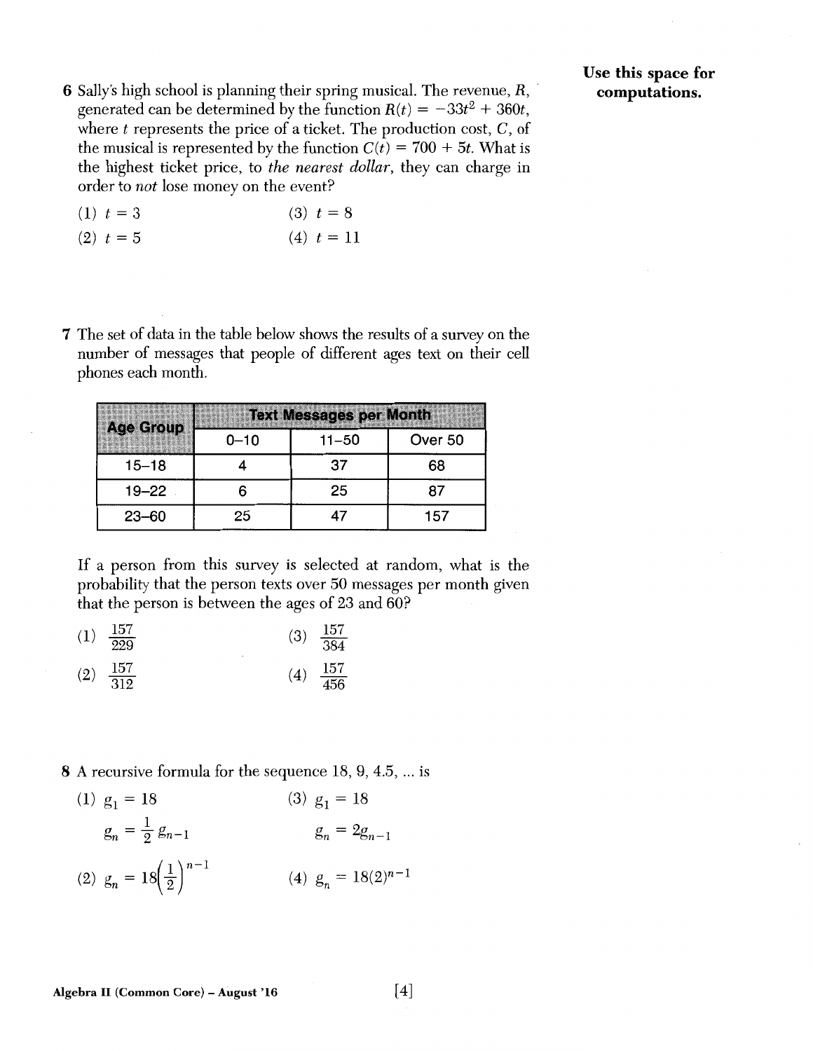Use this space for computations.

6 Sally's high school is planning their spring musical. The revenue, $R$, generated can be determined by the function $R(t) = -33t^2 + 360t$, where $t$ represents the price of a ticket. The production cost, $C$, of the musical is represented by the function $C(t) = 700 + 5t$. What is the highest ticket price, to *the nearest dollar*, they can charge in order to *not* lose money on the event?

(1) $t = 3$

(2) $t = 5$

(3) $t = 8$

(4) $t = 11$

7 The set of data in the table below shows the results of a survey on the number of messages that people of different ages text on their cell phones each month.

| Age Group | Text Messages per Month | | |
|---|---|---|---|
| | 0–10 | 11–50 | Over 50 |
| 15–18 | 4 | 37 | 68 |
| 19–22 | 6 | 25 | 87 |
| 23–60 | 25 | 47 | 157 |

If a person from this survey is selected at random, what is the probability that the person texts over 50 messages per month given that the person is between the ages of 23 and 60?

(1) $\frac{157}{229}$

(2) $\frac{157}{312}$

(3) $\frac{157}{384}$

(4) $\frac{157}{456}$

8 A recursive formula for the sequence 18, 9, 4.5, ... is

(1) $g_1 = 18$
$g_n = \frac{1}{2} g_{n-1}$

(2) $g_n = 18\left(\frac{1}{2}\right)^{n-1}$

(3) $g_1 = 18$
$g_n = 2g_{n-1}$

(4) $g_n = 18(2)^{n-1}$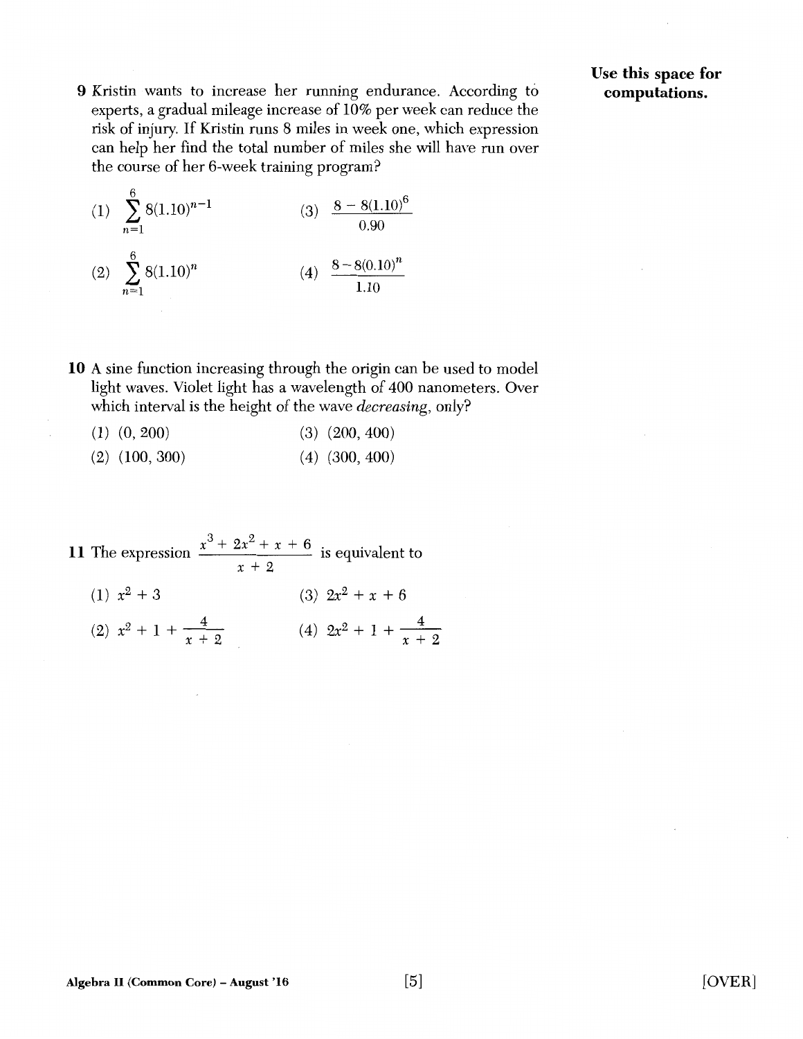Use this space for computations.

9 Kristin wants to increase her running endurance. According to experts, a gradual mileage increase of 10% per week can reduce the risk of injury. If Kristin runs 8 miles in week one, which expression can help her find the total number of miles she will have run over the course of her 6-week training program?

(1) $\sum_{n=1}^{6} 8(1.10)^{n-1}$

(2) $\sum_{n=1}^{6} 8(1.10)^{n}$

(3) $\frac{8 - 8(1.10)^6}{0.90}$

(4) $\frac{8 - 8(0.10)^n}{1.10}$

10 A sine function increasing through the origin can be used to model light waves. Violet light has a wavelength of 400 nanometers. Over which interval is the height of the wave *decreasing*, only?

(1) (0, 200)

(2) (100, 300)

(3) (200, 400)

(4) (300, 400)

11 The expression $\frac{x^3 + 2x^2 + x + 6}{x + 2}$ is equivalent to

(1) $x^2 + 3$

(2) $x^2 + 1 + \frac{4}{x + 2}$

(3) $2x^2 + x + 6$

(4) $2x^2 + 1 + \frac{4}{x + 2}$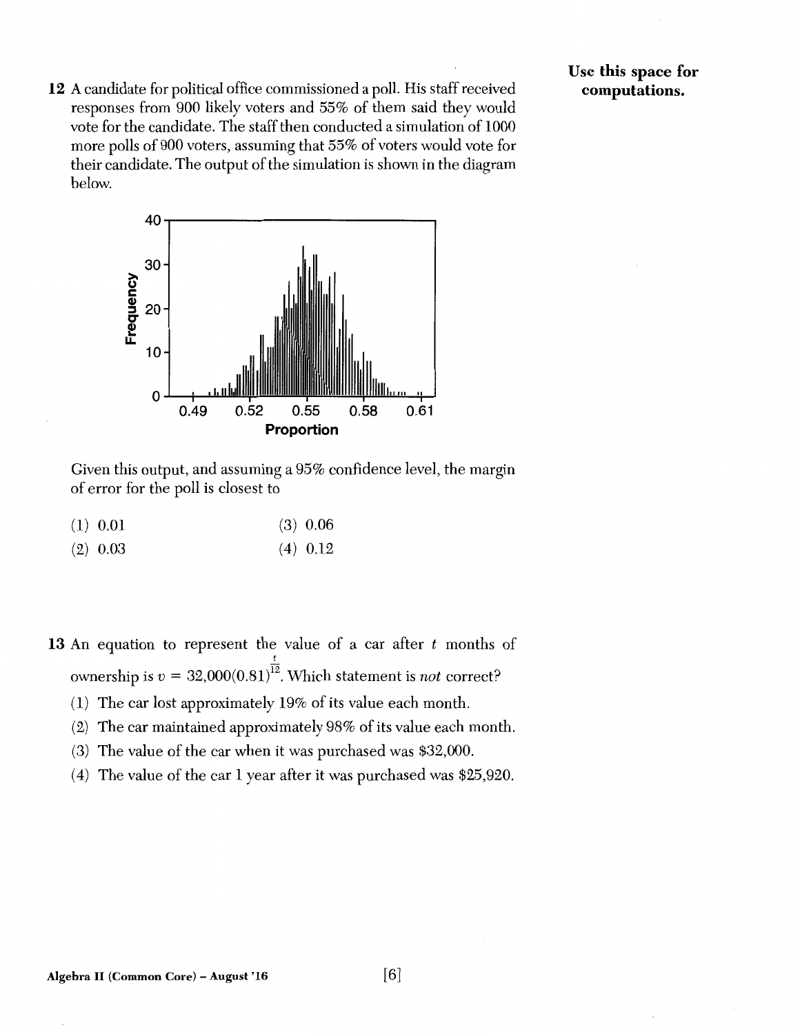**Use this space for computations.**

12 A candidate for political office commissioned a poll. His staff received responses from 900 likely voters and 55% of them said they would vote for the candidate. The staff then conducted a simulation of 1000 more polls of 900 voters, assuming that 55% of voters would vote for their candidate. The output of the simulation is shown in the diagram below.

Given this output, and assuming a 95% confidence level, the margin of error for the poll is closest to

(1) 0.01 (3) 0.06

(2) 0.03 (4) 0.12

13 An equation to represent the value of a car after $t$ months of ownership is $v = 32{,}000(0.81)^{\frac{t}{12}}$. Which statement is *not* correct?

(1) The car lost approximately 19% of its value each month.

(2) The car maintained approximately 98% of its value each month.

(3) The value of the car when it was purchased was \$32,000.

(4) The value of the car 1 year after it was purchased was \$25,920.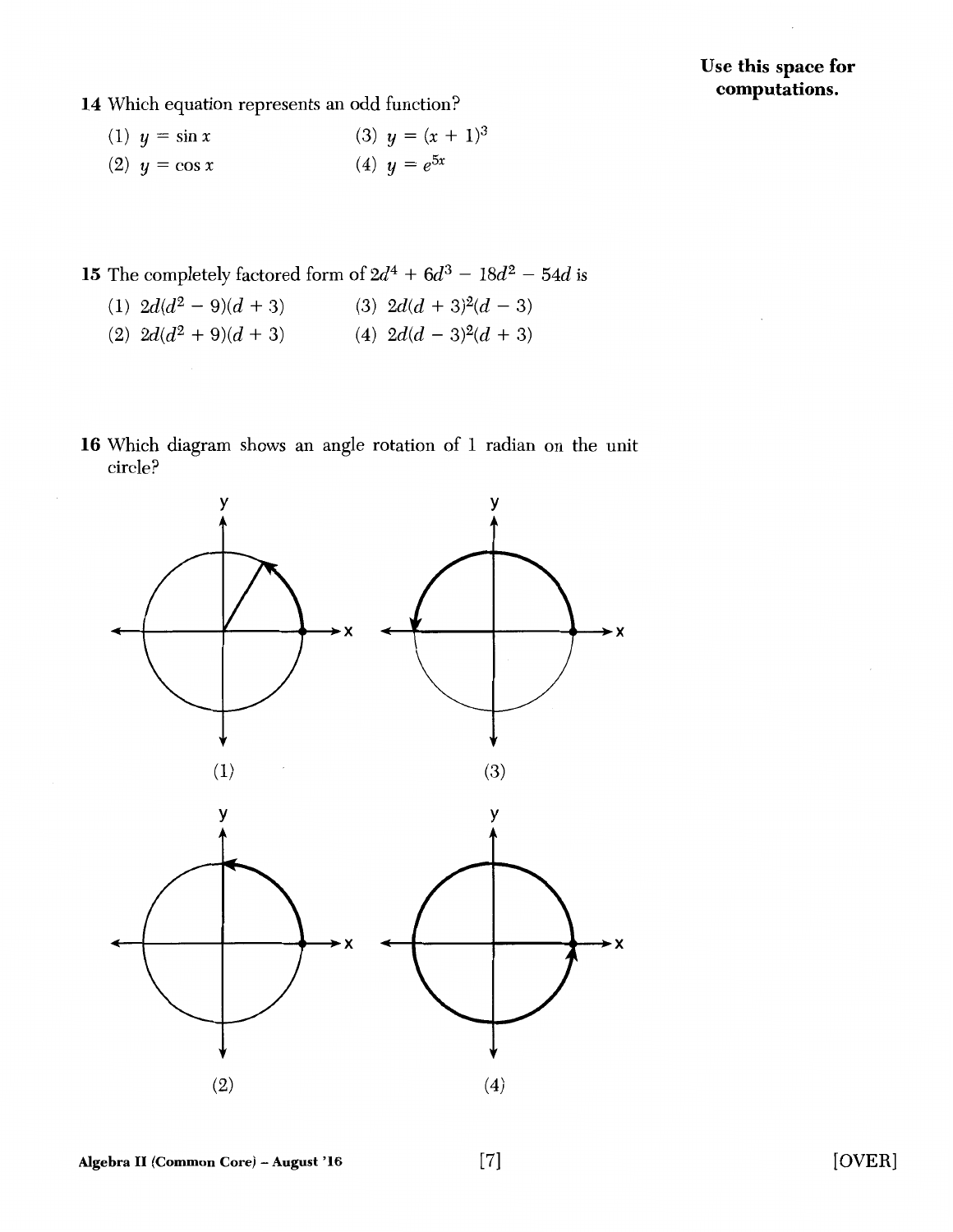14 Which equation represents an odd function?

(1) $y = \sin x$

(2) $y = \cos x$

(3) $y = (x + 1)^3$

(4) $y = e^{5x}$

15 The completely factored form of $2d^4 + 6d^3 - 18d^2 - 54d$ is

(1) $2d(d^2 - 9)(d + 3)$

(2) $2d(d^2 + 9)(d + 3)$

(3) $2d(d + 3)^2(d - 3)$

(4) $2d(d - 3)^2(d + 3)$

16 Which diagram shows an angle rotation of 1 radian on the unit circle?

(1)

(2)

(3)

(4)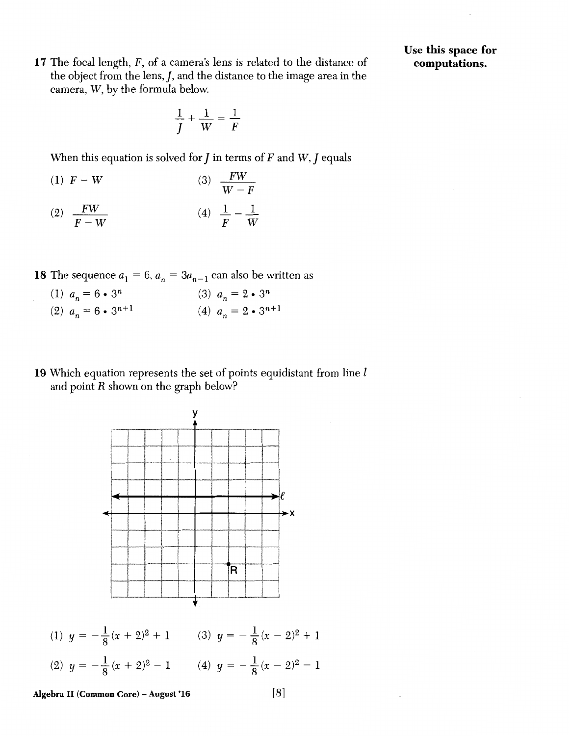**Use this space for computations.**

17 The focal length, $F$, of a camera's lens is related to the distance of the object from the lens, $J$, and the distance to the image area in the camera, $W$, by the formula below.

$$\frac{1}{J} + \frac{1}{W} = \frac{1}{F}$$

When this equation is solved for $J$ in terms of $F$ and $W$, $J$ equals

(1) $F - W$

(2) $\frac{FW}{F - W}$

(3) $\frac{FW}{W - F}$

(4) $\frac{1}{F} - \frac{1}{W}$

18 The sequence $a_1 = 6$, $a_n = 3a_{n-1}$ can also be written as

(1) $a_n = 6 \cdot 3^n$

(2) $a_n = 6 \cdot 3^{n+1}$

(3) $a_n = 2 \cdot 3^n$

(4) $a_n = 2 \cdot 3^{n+1}$

19 Which equation represents the set of points equidistant from line $l$ and point $R$ shown on the graph below?

(1) $y = -\frac{1}{8}(x + 2)^2 + 1$

(2) $y = -\frac{1}{8}(x + 2)^2 - 1$

(3) $y = -\frac{1}{8}(x - 2)^2 + 1$

(4) $y = -\frac{1}{8}(x - 2)^2 - 1$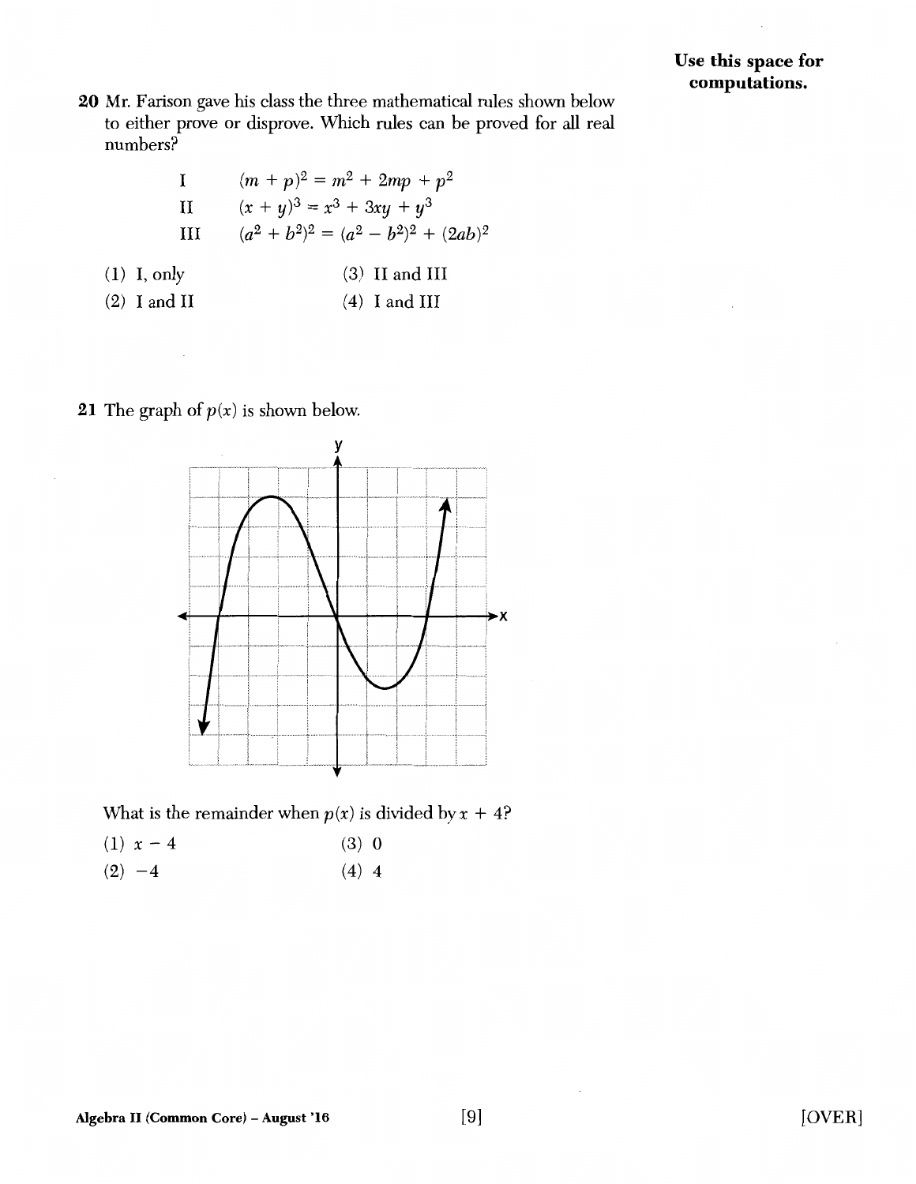**Use this space for computations.**

20 Mr. Farison gave his class the three mathematical rules shown below to either prove or disprove. Which rules can be proved for all real numbers?

I $(m + p)^2 = m^2 + 2mp + p^2$

II $(x + y)^3 = x^3 + 3xy + y^3$

III $(a^2 + b^2)^2 = (a^2 - b^2)^2 + (2ab)^2$

(1) I, only

(2) I and II

(3) II and III

(4) I and III

21 The graph of $p(x)$ is shown below.

What is the remainder when $p(x)$ is divided by $x + 4$?

(1) $x - 4$

(2) $-4$

(3) $0$

(4) $4$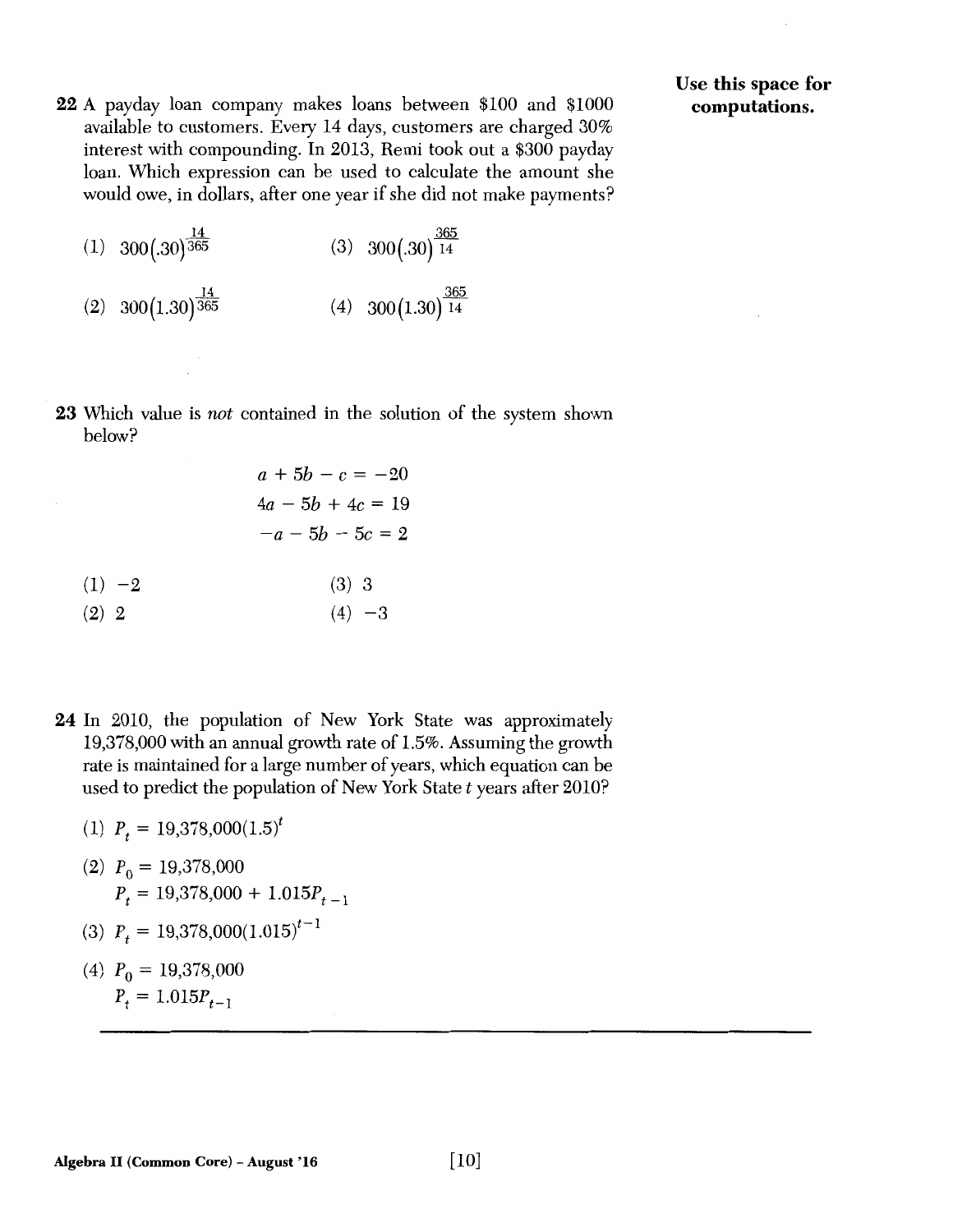Use this space for computations.

22 A payday loan company makes loans between \$100 and \$1000 available to customers. Every 14 days, customers are charged 30% interest with compounding. In 2013, Remi took out a \$300 payday loan. Which expression can be used to calculate the amount she would owe, in dollars, after one year if she did not make payments?

(1) $300(.30)^{\frac{14}{365}}$

(2) $300(1.30)^{\frac{14}{365}}$

(3) $300(.30)^{\frac{365}{14}}$

(4) $300(1.30)^{\frac{365}{14}}$

23 Which value is *not* contained in the solution of the system shown below?

$$a + 5b - c = -20$$
$$4a - 5b + 4c = 19$$
$$-a - 5b - 5c = 2$$

(1) $-2$

(2) $2$

(3) $3$

(4) $-3$

24 In 2010, the population of New York State was approximately 19,378,000 with an annual growth rate of 1.5%. Assuming the growth rate is maintained for a large number of years, which equation can be used to predict the population of New York State $t$ years after 2010?

(1) $P_t = 19{,}378{,}000(1.5)^t$

(2) $P_0 = 19{,}378{,}000$
$P_t = 19{,}378{,}000 + 1.015P_{t-1}$

(3) $P_t = 19{,}378{,}000(1.015)^{t-1}$

(4) $P_0 = 19{,}378{,}000$
$P_t = 1.015P_{t-1}$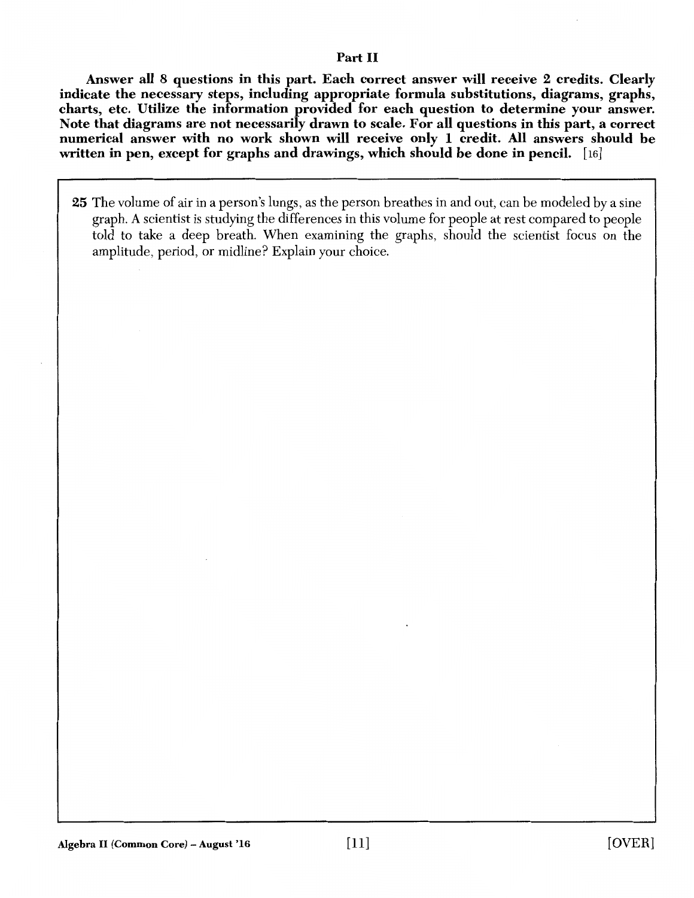## Part II

**Answer all 8 questions in this part. Each correct answer will receive 2 credits. Clearly indicate the necessary steps, including appropriate formula substitutions, diagrams, graphs, charts, etc. Utilize the information provided for each question to determine your answer. Note that diagrams are not necessarily drawn to scale. For all questions in this part, a correct numerical answer with no work shown will receive only 1 credit. All answers should be written in pen, except for graphs and drawings, which should be done in pencil.** [16]

**25** The volume of air in a person's lungs, as the person breathes in and out, can be modeled by a sine graph. A scientist is studying the differences in this volume for people at rest compared to people told to take a deep breath. When examining the graphs, should the scientist focus on the amplitude, period, or midline? Explain your choice.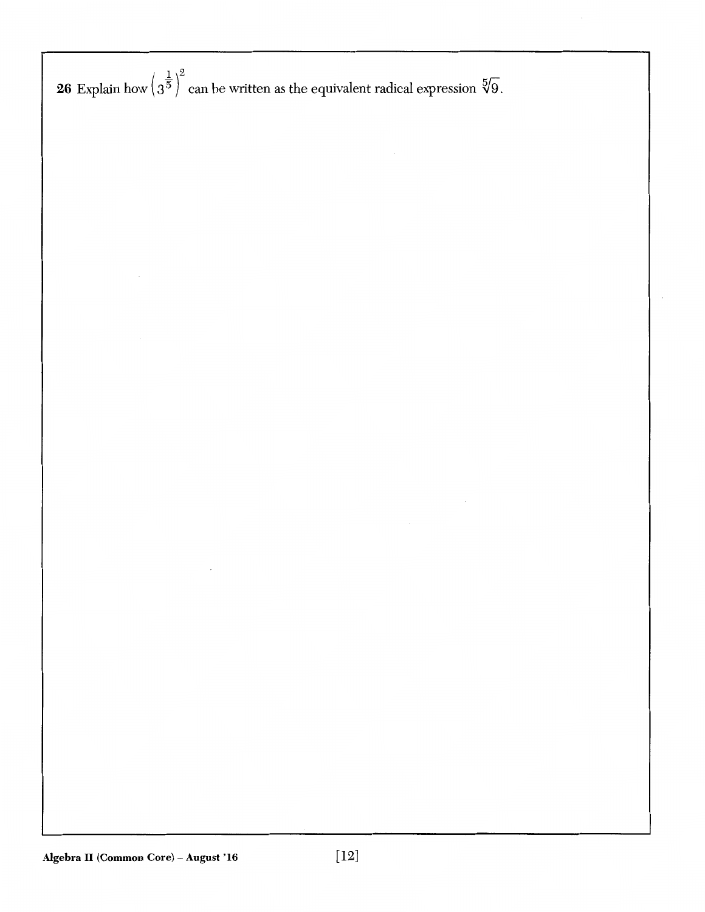**26** Explain how $\left(3^{\frac{1}{5}}\right)^2$ can be written as the equivalent radical expression $\sqrt[5]{9}$.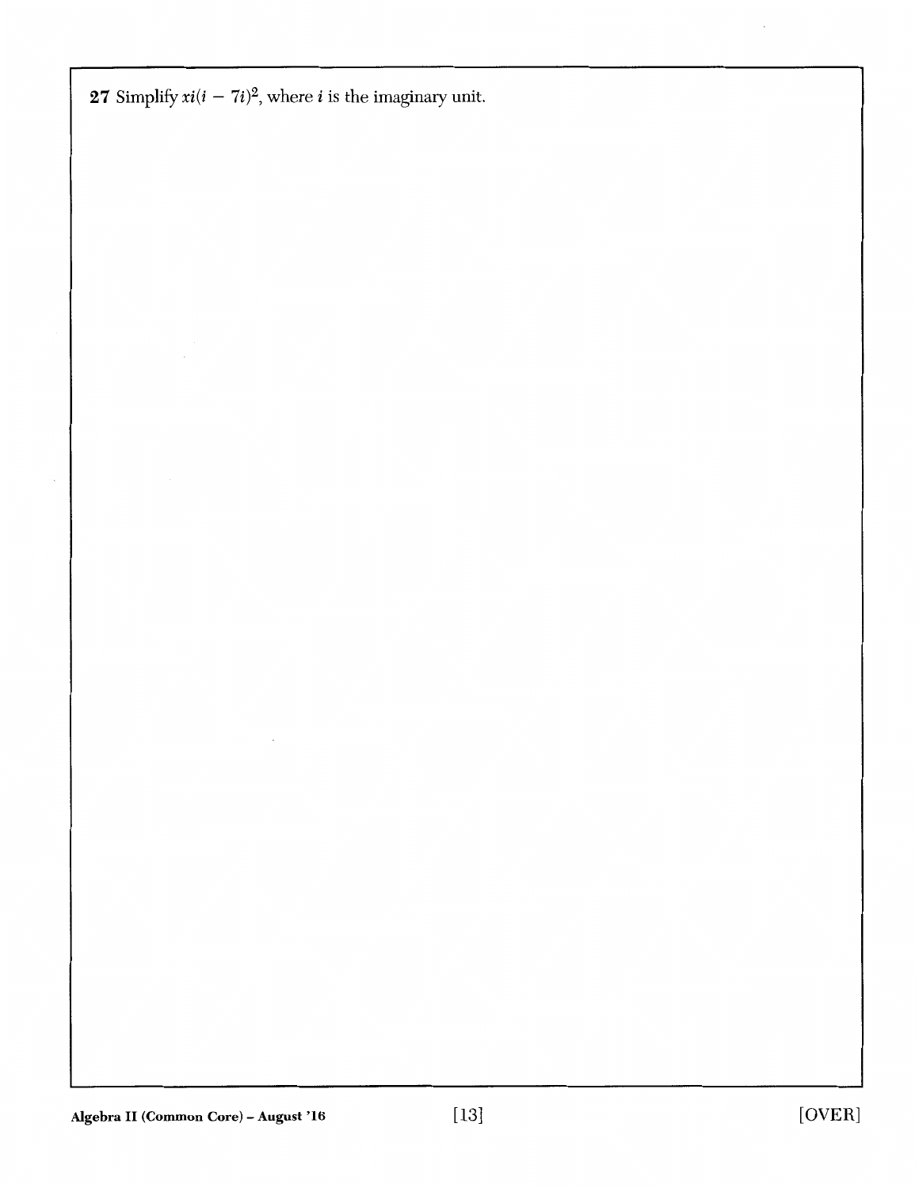**27** Simplify $xi(i - 7i)^2$, where $i$ is the imaginary unit.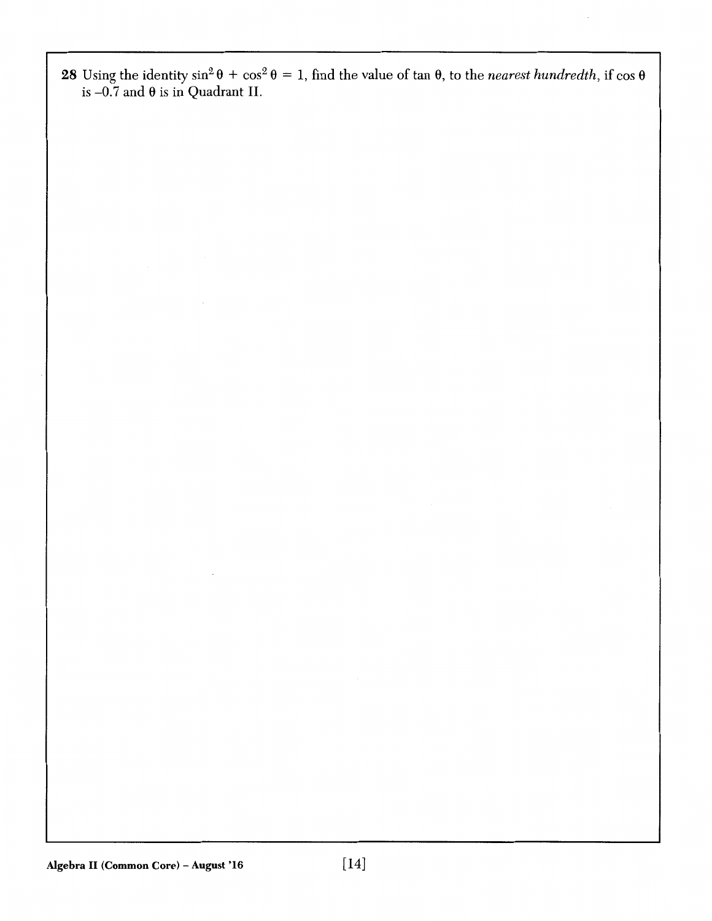**28** Using the identity $\sin^2 \theta + \cos^2 \theta = 1$, find the value of $\tan \theta$, to the *nearest hundredth*, if $\cos \theta$ is $-0.7$ and $\theta$ is in Quadrant II.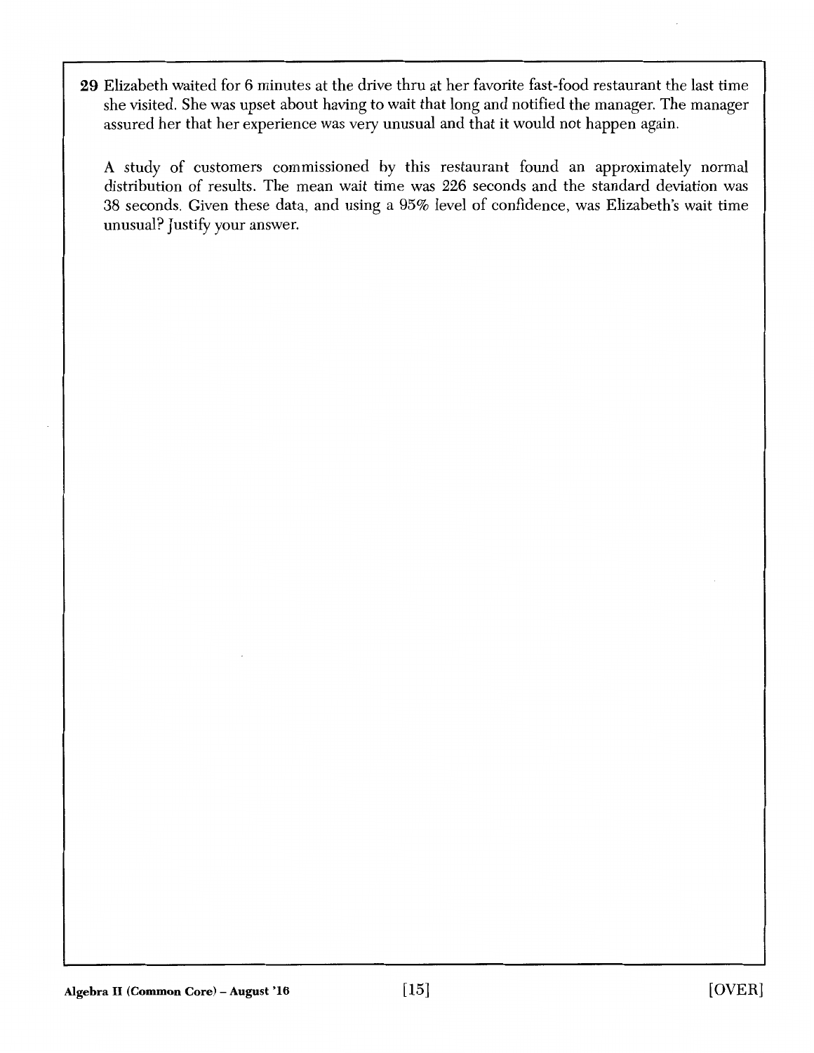**29** Elizabeth waited for 6 minutes at the drive thru at her favorite fast-food restaurant the last time she visited. She was upset about having to wait that long and notified the manager. The manager assured her that her experience was very unusual and that it would not happen again.

A study of customers commissioned by this restaurant found an approximately normal distribution of results. The mean wait time was 226 seconds and the standard deviation was 38 seconds. Given these data, and using a 95% level of confidence, was Elizabeth's wait time unusual? Justify your answer.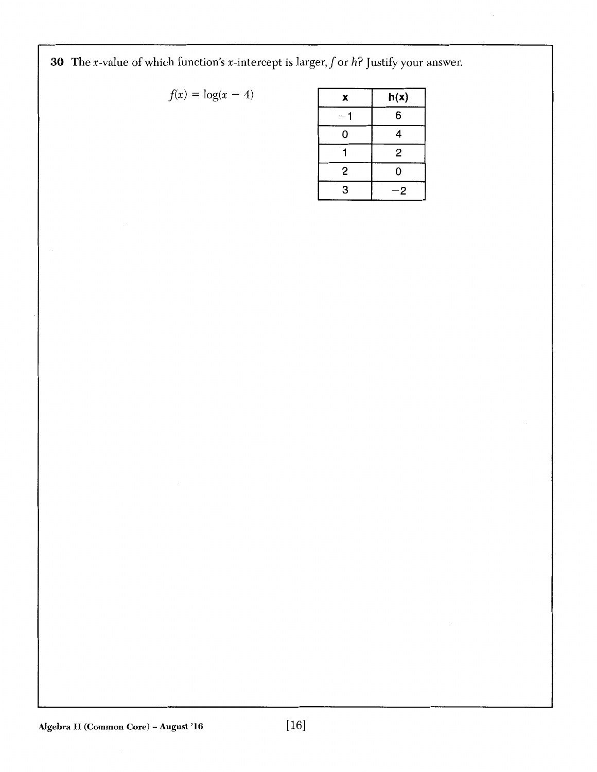**30** The $x$-value of which function's $x$-intercept is larger, $f$ or $h$? Justify your answer.

$f(x) = \log(x - 4)$

| x | h(x) |
|---|---|
| $-1$ | 6 |
| 0 | 4 |
| 1 | 2 |
| 2 | 0 |
| 3 | $-2$ |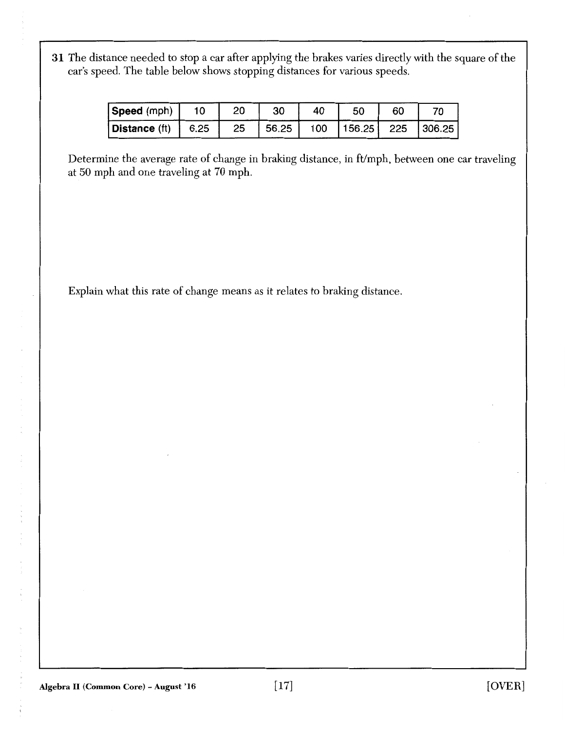**31** The distance needed to stop a car after applying the brakes varies directly with the square of the car's speed. The table below shows stopping distances for various speeds.

| **Speed** (mph) | 10 | 20 | 30 | 40 | 50 | 60 | 70 |
|---|---|---|---|---|---|---|---|
| **Distance** (ft) | 6.25 | 25 | 56.25 | 100 | 156.25 | 225 | 306.25 |

Determine the average rate of change in braking distance, in ft/mph, between one car traveling at 50 mph and one traveling at 70 mph.

Explain what this rate of change means as it relates to braking distance.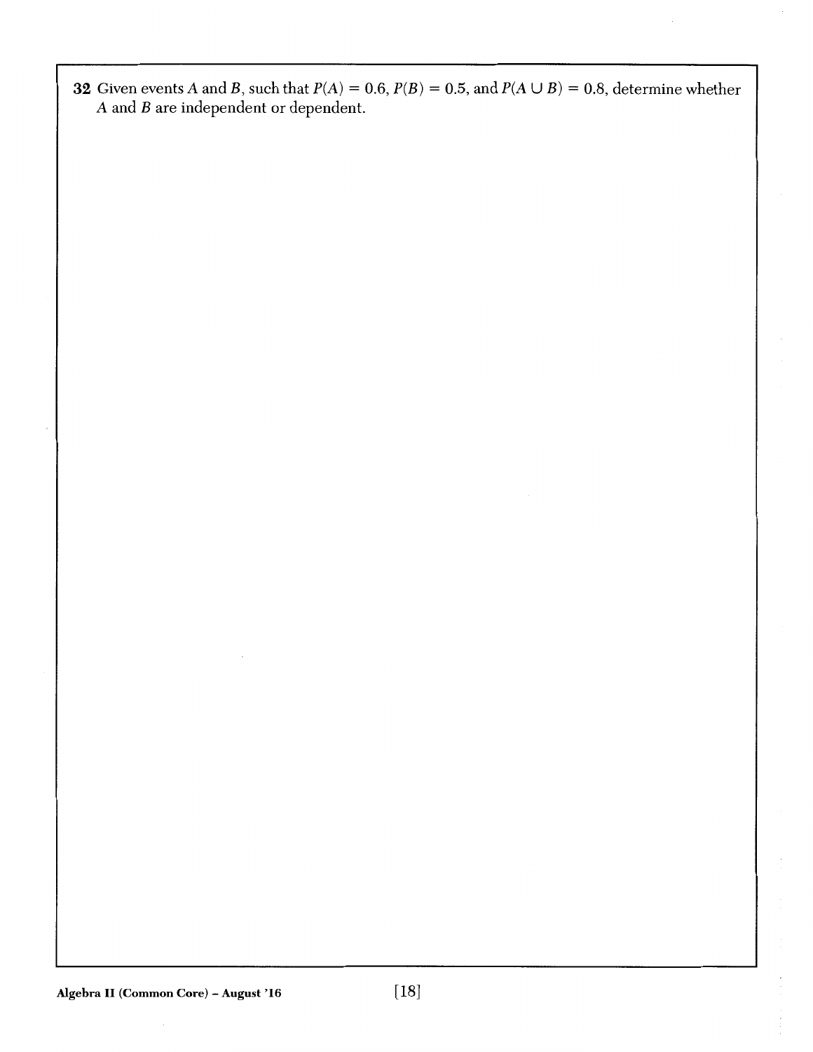**32** Given events $A$ and $B$, such that $P(A) = 0.6$, $P(B) = 0.5$, and $P(A \cup B) = 0.8$, determine whether $A$ and $B$ are independent or dependent.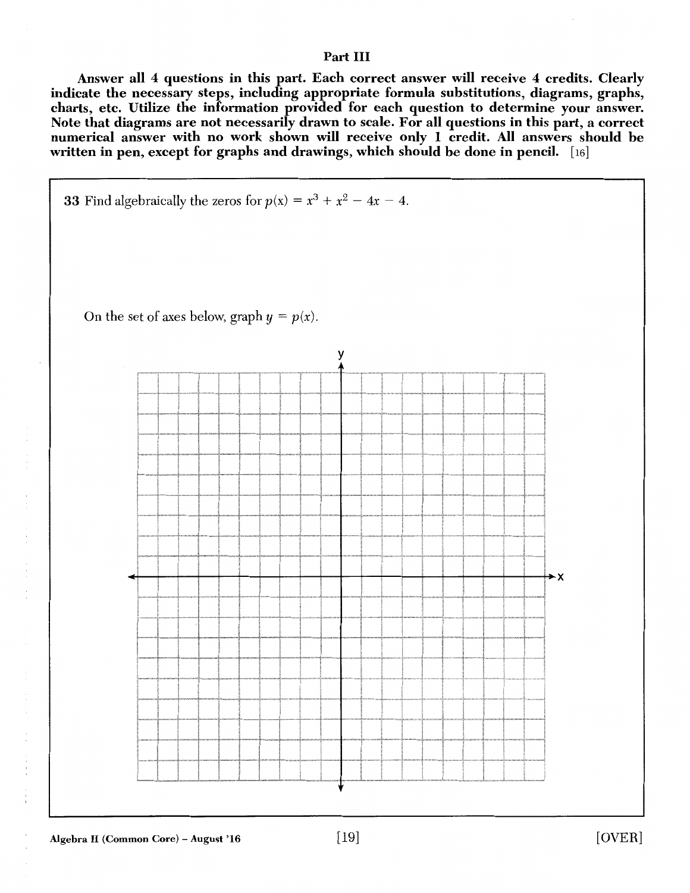## Part III

**Answer all 4 questions in this part. Each correct answer will receive 4 credits. Clearly indicate the necessary steps, including appropriate formula substitutions, diagrams, graphs, charts, etc. Utilize the information provided for each question to determine your answer. Note that diagrams are not necessarily drawn to scale. For all questions in this part, a correct numerical answer with no work shown will receive only 1 credit. All answers should be written in pen, except for graphs and drawings, which should be done in pencil.** [16]

**33** Find algebraically the zeros for $p(x) = x^3 + x^2 - 4x - 4$.

On the set of axes below, graph $y = p(x)$.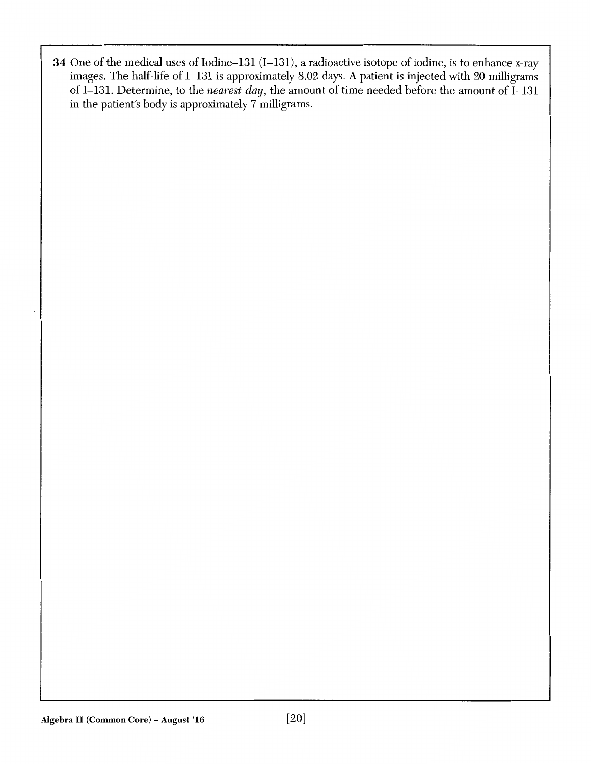**34** One of the medical uses of Iodine–131 (I–131), a radioactive isotope of iodine, is to enhance x-ray images. The half-life of I–131 is approximately 8.02 days. A patient is injected with 20 milligrams of I–131. Determine, to the *nearest day*, the amount of time needed before the amount of I–131 in the patient's body is approximately 7 milligrams.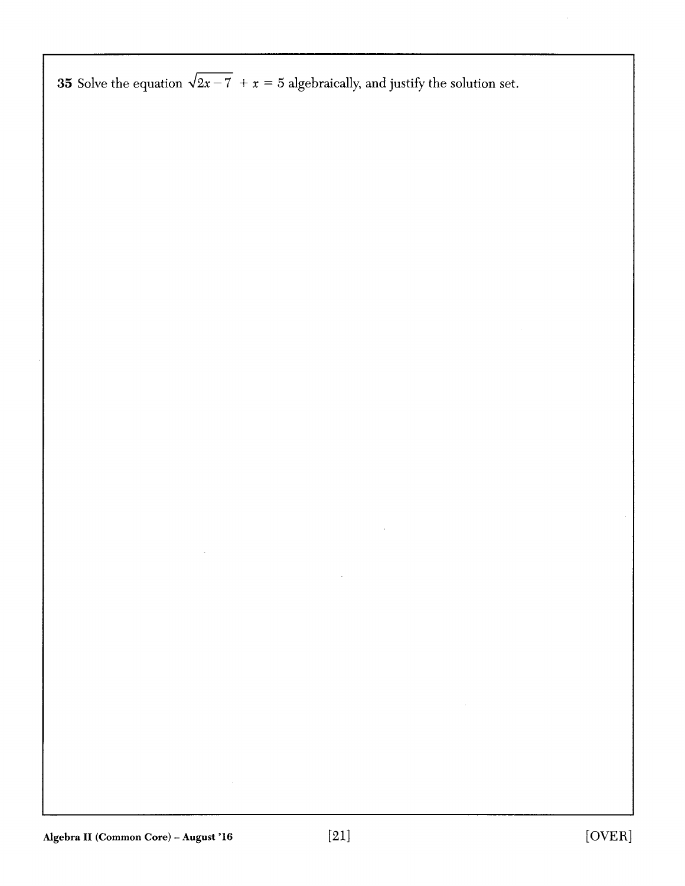**35** Solve the equation $\sqrt{2x-7} + x = 5$ algebraically, and justify the solution set.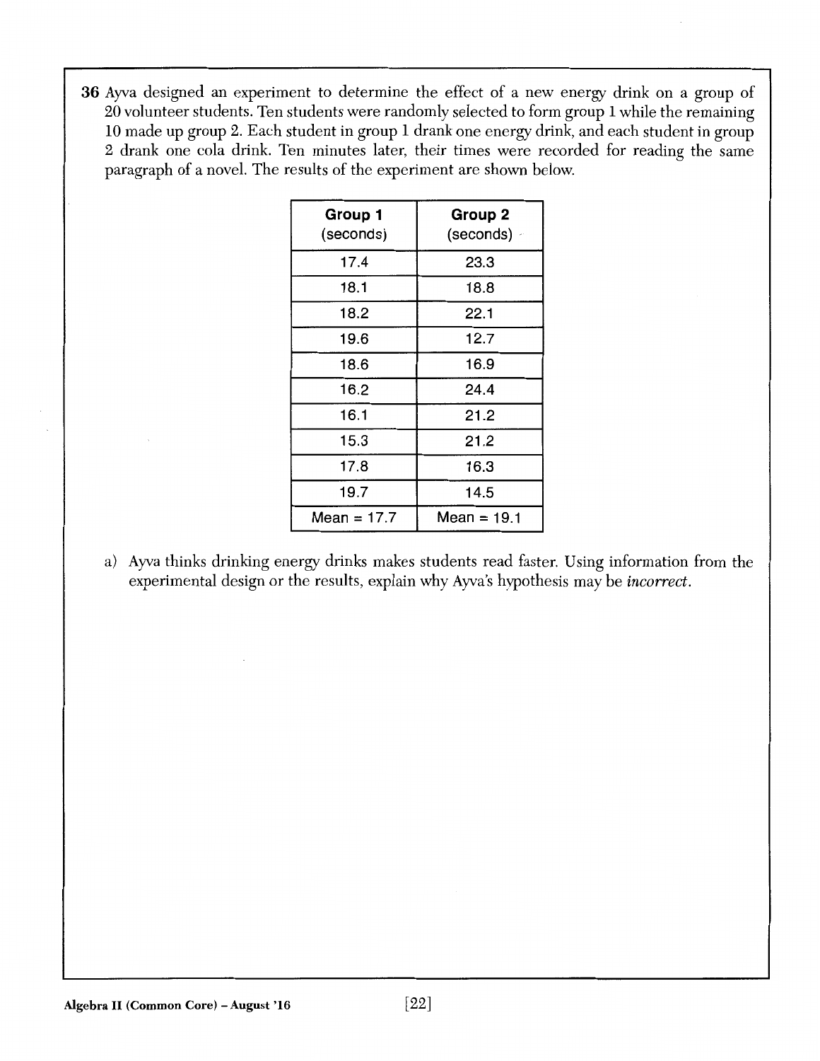**36** Ayva designed an experiment to determine the effect of a new energy drink on a group of 20 volunteer students. Ten students were randomly selected to form group 1 while the remaining 10 made up group 2. Each student in group 1 drank one energy drink, and each student in group 2 drank one cola drink. Ten minutes later, their times were recorded for reading the same paragraph of a novel. The results of the experiment are shown below.

| **Group 1** (seconds) | **Group 2** (seconds) |
|---|---|
| 17.4 | 23.3 |
| 18.1 | 18.8 |
| 18.2 | 22.1 |
| 19.6 | 12.7 |
| 18.6 | 16.9 |
| 16.2 | 24.4 |
| 16.1 | 21.2 |
| 15.3 | 21.2 |
| 17.8 | 16.3 |
| 19.7 | 14.5 |
| Mean = 17.7 | Mean = 19.1 |

a) Ayva thinks drinking energy drinks makes students read faster. Using information from the experimental design or the results, explain why Ayva's hypothesis may be *incorrect*.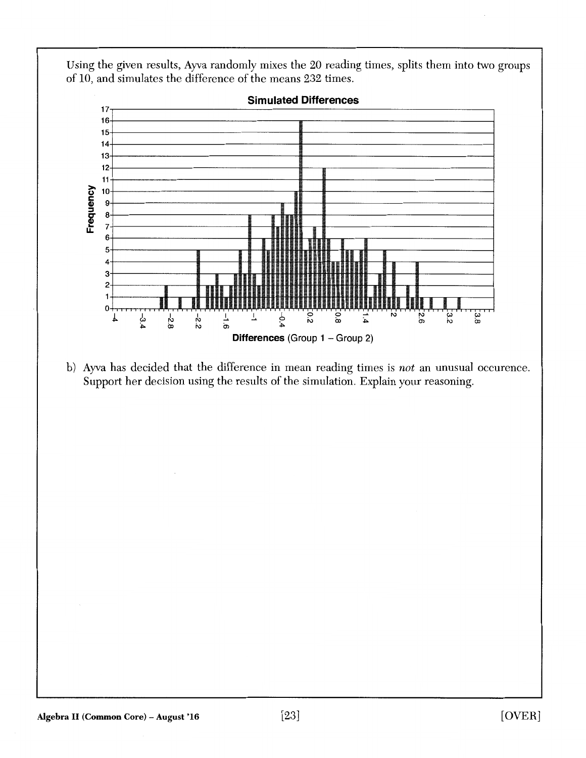Using the given results, Ayva randomly mixes the 20 reading times, splits them into two groups of 10, and simulates the difference of the means 232 times.

**Simulated Differences**

Frequency (0–17)

Differences (Group 1 − Group 2): −4, −3.4, −2.8, −2.2, −1.6, −1, −0.4, 0.2, 0.8, 1.4, 2, 2.6, 3.2, 3.8

b) Ayva has decided that the difference in mean reading times is *not* an unusual occurence. Support her decision using the results of the simulation. Explain your reasoning.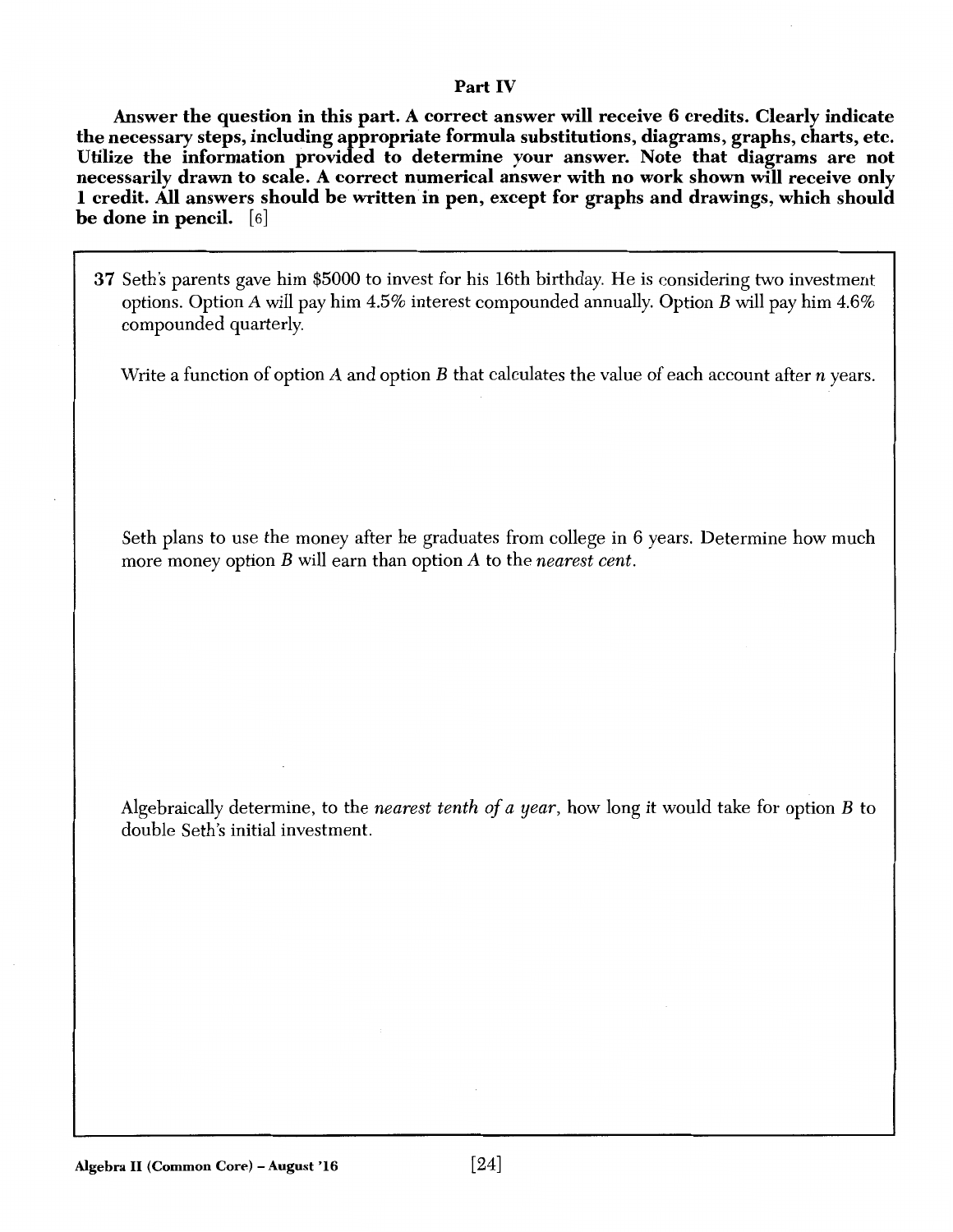## Part IV

**Answer the question in this part. A correct answer will receive 6 credits. Clearly indicate the necessary steps, including appropriate formula substitutions, diagrams, graphs, charts, etc. Utilize the information provided to determine your answer. Note that diagrams are not necessarily drawn to scale. A correct numerical answer with no work shown will receive only 1 credit. All answers should be written in pen, except for graphs and drawings, which should be done in pencil.** [6]

37 Seth's parents gave him \$5000 to invest for his 16th birthday. He is considering two investment options. Option $A$ will pay him 4.5% interest compounded annually. Option $B$ will pay him 4.6% compounded quarterly.

Write a function of option $A$ and option $B$ that calculates the value of each account after $n$ years.

Seth plans to use the money after he graduates from college in 6 years. Determine how much more money option $B$ will earn than option $A$ to the *nearest cent*.

Algebraically determine, to the *nearest tenth of a year*, how long it would take for option $B$ to double Seth's initial investment.